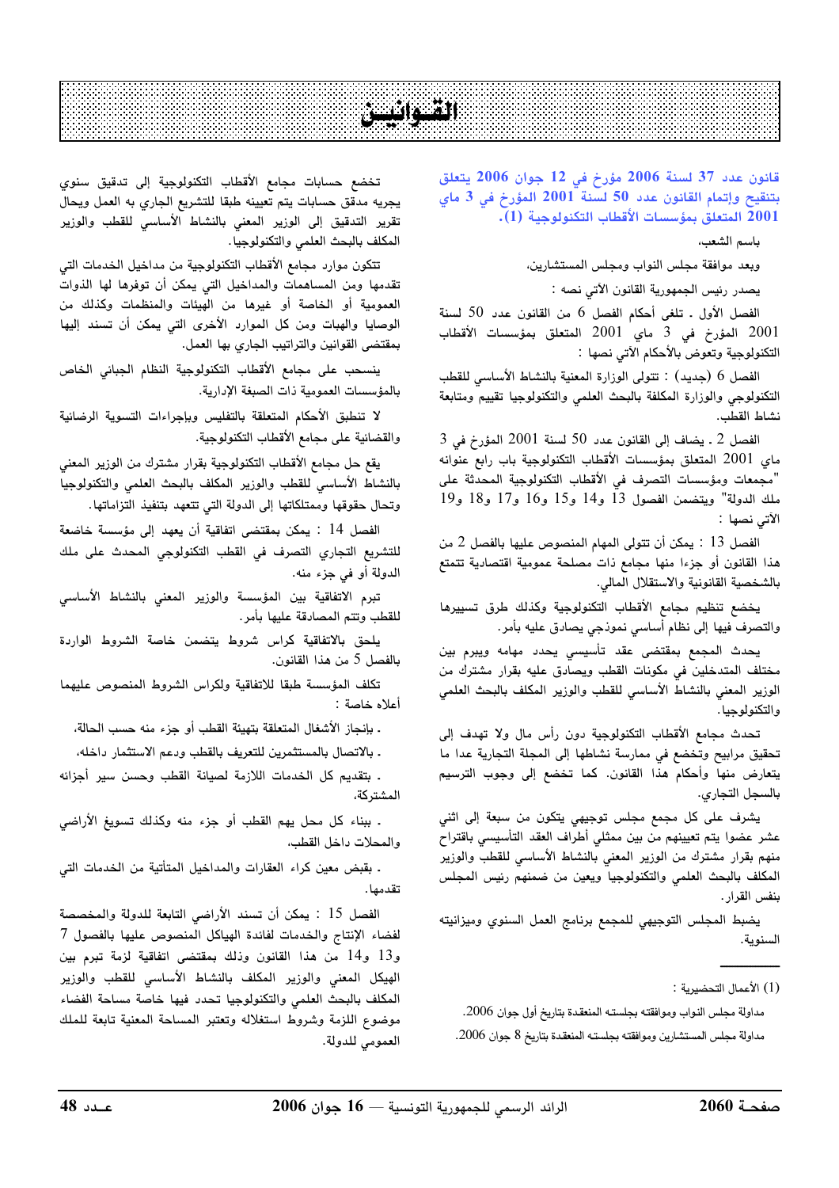# القوانين

**قانون عدد 37 لسنة 2006 مؤرخ في 12 جوان 2006 يتعلق بتنقيح وإتمام القانون عدد 50 لسنة 2001 المؤرخ في 3 ماي 2001 المتعلق بمؤسسات الأقطاب التكنولوجية (1).**

باسم الشعب،

وبعد موافقة مجلس النواب ومجلس المستشارين،

يصدر رئيس الجمهورية القانون الآتي نصه :

الفصل الأول ـ تلغى أحكام الفصل 6 من القانون عدد 50 لسنة 2001 المؤرخ في 3 ماي 2001 المتعلق بمؤسسات الأقطاب التكنولوجية وتعوض بالأحكام الآتي نصها :

الفصل 6 (جديد) : تتولى الوزارة المعنية بالنشاط الأساسي للقطب التكنولوجي والوزارة المكلفة بالبحث العلمي والتكنولوجيا تقييم ومتابعة نشاط القطب.

الفصل 2 ـ يضاف إلى القانون عدد 50 لسنة 2001 المؤرخ في 3 ماي 2001 المتعلق بمؤسسات الأقطاب التكنولوجية باب رابع عنوانه "مجمعات ومؤسسات التصرف في الأقطاب التكنولوجية المحدثة على ملك الدولة" ويتضمن الفصول 13 و14 و15 و16 و17 و18 و19 الآتي نصها :

الفصل 13 : يمكن أن تتولى المهام المنصوص عليها بالفصل 2 من هذا القانون أو جزء منها مجامع ذات مصلحة عمومية اقتصادية تتمتع بالشخصية القانونية والاستقلال المالي.

يخضع تنظيم مجامع الأقطاب التكنولوجية وكذلك طرق تسييرها والتصرف فيها إلى نظام أساسي نموذجي يصادق عليه بأمر.

يحدث المجمع بمقتضى عقد تأسيسي يحدد مهامه ويبرم بين مختلف المتدخلين في مكونات القطب ويصادق عليه بقرار مشترك من الوزير المعني بالنشاط الأساسي للقطب والوزير المكلف بالبحث العلمي والتكنولوجيا.

تحدث مجامع الأقطاب التكنولوجية دون رأس مال ولا تهدف إلى تحقيق مرابيح وتخضع في ممارسة نشاطها إلى المجلة التجارية عدا ما يتعارض منها وأحكام هذا القانون. كما تخضع إلى وجوب الترسيم بالسجل التجاري.

يشرف على كل مجمع مجلس توجيهي يتكون من سبعة إلى اثني عشر عضوا يتم تعيينهم من بين ممثلي أطراف العقد التأسيسي باقتراح منهم بقرار مشترك من الوزير المعني بالنشاط الأساسي للقطب والوزير المكلف بالبحث العلمي والتكنولوجيا ويعين من ضمنهم رئيس المجلس بنفس القرار.

يضبط المجلس التوجيهي للمجمع برنامج العمل السنوي وميزانيته السنوية.

---

(1) الأعمال التحضيرية :

مداولة مجلس النواب وموافقته بجلسته المنعقدة بتاريخ أول جوان 2006.

مداولة مجلس المستشارين وموافقته بجلسته المنعقدة بتاريخ 8 جوان 2006.

تخضع حسابات مجامع الأقطاب التكنولوجية إلى تدقيق سنوي يجريه مدقق حسابات يتم تعيينه طبقا للتشريع الجاري به العمل ويحال تقرير التدقيق إلى الوزير المعني بالنشاط الأساسي للقطب والوزير المكلف بالبحث العلمي والتكنولوجيا.

تتكون موارد مجامع الأقطاب التكنولوجية من مداخيل الخدمات التي تقدمها ومن المساهمات والمداخيل التي يمكن أن توفرها لها الذوات العمومية أو الخاصة أو غيرها من الهيئات والمنظمات وكذلك من الوصايا والهبات ومن كل الموارد الأخرى التي يمكن أن تسند إليها بمقتضى القوانين والتراتيب الجاري بها العمل.

ينسحب على مجامع الأقطاب التكنولوجية النظام الجبائي الخاص بالمؤسسات العمومية ذات الصبغة الإدارية.

لا تنطبق الأحكام المتعلقة بالتفليس وبإجراءات التسوية الرضائية والقضائية على مجامع الأقطاب التكنولوجية.

يقع حل مجامع الأقطاب التكنولوجية بقرار مشترك من الوزير المعني بالنشاط الأساسي للقطب والوزير المكلف بالبحث العلمي والتكنولوجيا وتحال حقوقها وممتلكاتها إلى الدولة التي تتعهد بتنفيذ التزاماتها.

الفصل 14 : يمكن بمقتضى اتفاقية أن يعهد إلى مؤسسة خاضعة للتشريع التجاري التصرف في القطب التكنولوجي المحدث على ملك الدولة أو في جزء منه.

تبرم الاتفاقية بين المؤسسة والوزير المعني بالنشاط الأساسي للقطب وتتم المصادقة عليها بأمر.

يلحق بالاتفاقية كراس شروط يتضمن خاصة الشروط الواردة بالفصل 5 من هذا القانون.

تكلف المؤسسة طبقا للاتفاقية ولكراس الشروط المنصوص عليهما أعلاه خاصة :

- بإنجاز الأشغال المتعلقة بتهيئة القطب أو جزء منه حسب الحالة،
- بالاتصال بالمستثمرين للتعريف بالقطب ودعم الاستثمار داخله،
- بتقديم كل الخدمات اللازمة لصيانة القطب وحسن سير أجزائه المشتركة،
- ببناء كل محل يهم القطب أو جزء منه وكذلك تسويغ الأراضي والمحلات داخل القطب،
- بقبض معين كراء العقارات والمداخيل المتأتية من الخدمات التي تقدمها.

الفصل 15 : يمكن أن تسند الأراضي التابعة للدولة والمخصصة لفضاء الإنتاج والخدمات لفائدة الهياكل المنصوص عليها بالفصول 7 و13 و14 من هذا القانون وذلك بمقتضى اتفاقية لزمة تبرم بين الهيكل المعني والوزير المكلف بالنشاط الأساسي للقطب والوزير المكلف بالبحث العلمي والتكنولوجيا تحدد فيها خاصة مساحة الفضاء موضوع اللزمة وشروط استغلاله وتعتبر المساحة المعنية تابعة للملك العمومي للدولة.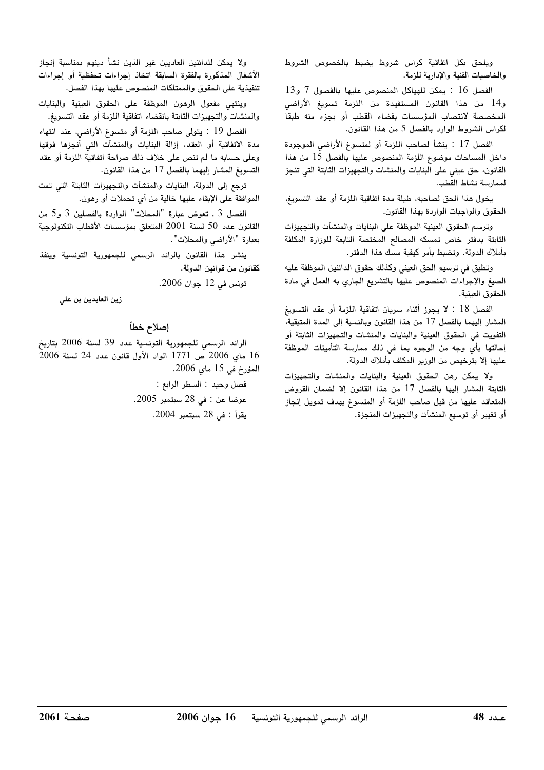ويلحق بكل اتفاقية كراس شروط يضبط بالخصوص الشروط والخاصيات الفنية والإدارية للزمة.

الفصل 16 : يمكن للهياكل المنصوص عليها بالفصول 7 و13 و14 من هذا القانون المستفيدة من اللزمة تسويغ الأراضي المخصصة لانتصاب المؤسسات بفضاء القطب أو بجزء منه طبقا لكراس الشروط الوارد بالفصل 5 من هذا القانون.

الفصل 17 : ينشأ لصاحب اللزمة أو لمتسوغ الأراضي الموجودة داخل المساحات موضوع اللزمة المنصوص عليها بالفصل 15 من هذا القانون، حق عيني على البنايات والمنشآت والتجهيزات الثابتة التي تنجز لممارسة نشاط القطب.

يخول هذا الحق لصاحبه، طيلة مدة اتفاقية اللزمة أو عقد التسويغ، الحقوق والواجبات الواردة بهذا القانون.

وترسم الحقوق العينية الموظفة على البنايات والمنشآت والتجهيزات الثابتة بدفتر خاص تمسكه المصالح المختصة التابعة للوزارة المكلفة بأملاك الدولة. وتضبط بأمر كيفية مسك هذا الدفتر.

وتطبق في ترسيم الحق العيني وكذلك حقوق الدائنين الموظفة عليه الصيغ والإجراءات المنصوص عليها بالتشريع الجاري به العمل في مادة الحقوق العينية.

الفصل 18 : لا يجوز أثناء سريان اتفاقية اللزمة أو عقد التسويغ المشار إليهما بالفصل 17 من هذا القانون وبالنسبة إلى المدة المتبقية، التفويت في الحقوق العينية والبنايات والمنشآت والتجهيزات الثابتة أو إحالتها بأي وجه من الوجوه بما في ذلك ممارسة التأمينات الموظفة عليها إلا بترخيص من الوزير المكلف بأملاك الدولة.

ولا يمكن رهن الحقوق العينية والبنايات والمنشآت والتجهيزات الثابتة المشار إليها بالفصل 17 من هذا القانون إلا لضمان القروض المتعاقد عليها من قبل صاحب اللزمة أو المتسوغ بهدف تمويل إنجاز أو تغيير أو توسيع المنشآت والتجهيزات المنجزة.

ولا يمكن للدائنين العاديين غير الذين نشأ دينهم بمناسبة إنجاز الأشغال المذكورة بالفقرة السابقة اتخاذ إجراءات تحفظية أو إجراءات تنفيذية على الحقوق والممتلكات المنصوص عليها بهذا الفصل.

وينتهي مفعول الرهون الموظفة على الحقوق العينية والبنايات والمنشآت والتجهيزات الثابتة بانقضاء اتفاقية اللزمة أو عقد التسويغ.

الفصل 19 : يتولى صاحب اللزمة أو متسوغ الأراضي، عند انتهاء مدة الاتفاقية أو العقد، إزالة البنايات والمنشآت التي أنجزها فوقها وعلى حسابه ما لم تنص على خلاف ذلك صراحة اتفاقية اللزمة أو عقد التسويغ المشار إليهما بالفصل 17 من هذا القانون.

ترجع إلى الدولة، البنايات والمنشآت والتجهيزات الثابتة التي تمت الموافقة على الإبقاء عليها خالية من أي تحملات أو رهون.

الفصل 3 ـ تعوض عبارة "المحلات" الواردة بالفصلين 3 و5 من القانون عدد 50 لسنة 2001 المتعلق بمؤسسات الأقطاب التكنولوجية بعبارة "الأراضي والمحلات".

ينشر هذا القانون بالرائد الرسمي للجمهورية التونسية وينفذ كقانون من قوانين الدولة.

تونس في 12 جوان 2006.

**زين العابدين بن علي**

## إصلاح خطأ

الرائد الرسمي للجمهورية التونسية عدد 39 لسنة 2006 بتاريخ 16 ماي 2006 ص 1771 الواد الأول قانون عدد 24 لسنة 2006 المؤرخ في 15 ماي 2006.

فصل وحيد : السطر الرابع :

عوضا عن : في 28 سبتمبر 2005.

يقرأ : في 28 سبتمبر 2004.